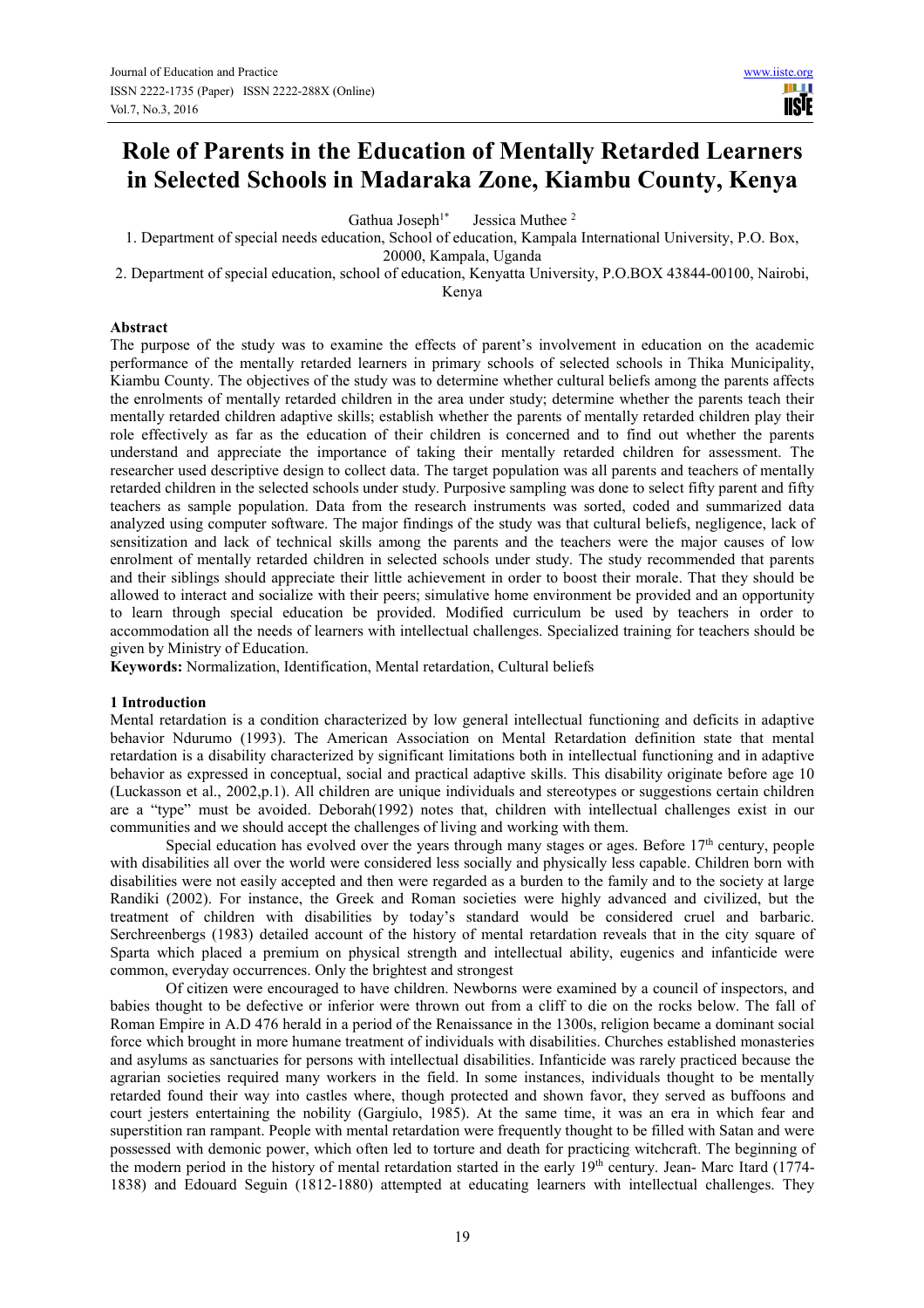# Role of Parents in the Education of Mentally Retarded Learners in Selected Schools in Madaraka Zone, Kiambu County, Kenya

Gathua Joseph[1*] Jessica Muthee [2]

1. Department of special needs education, School of education, Kampala International University, P.O. Box, 20000, Kampala, Uganda

2. Department of special education, school of education, Kenyatta University, P.O.BOX 43844-00100, Nairobi, Kenya

## Abstract

The purpose of the study was to examine the effects of parent's involvement in education on the academic performance of the mentally retarded learners in primary schools of selected schools in Thika Municipality, Kiambu County. The objectives of the study was to determine whether cultural beliefs among the parents affects the enrolments of mentally retarded children in the area under study; determine whether the parents teach their mentally retarded children adaptive skills; establish whether the parents of mentally retarded children play their role effectively as far as the education of their children is concerned and to find out whether the parents understand and appreciate the importance of taking their mentally retarded children for assessment. The researcher used descriptive design to collect data. The target population was all parents and teachers of mentally retarded children in the selected schools under study. Purposive sampling was done to select fifty parent and fifty teachers as sample population. Data from the research instruments was sorted, coded and summarized data analyzed using computer software. The major findings of the study was that cultural beliefs, negligence, lack of sensitization and lack of technical skills among the parents and the teachers were the major causes of low enrolment of mentally retarded children in selected schools under study. The study recommended that parents and their siblings should appreciate their little achievement in order to boost their morale. That they should be allowed to interact and socialize with their peers; simulative home environment be provided and an opportunity to learn through special education be provided. Modified curriculum be used by teachers in order to accommodation all the needs of learners with intellectual challenges. Specialized training for teachers should be given by Ministry of Education.

**Keywords:** Normalization, Identification, Mental retardation, Cultural beliefs

## 1 Introduction

Mental retardation is a condition characterized by low general intellectual functioning and deficits in adaptive behavior Ndurumo (1993). The American Association on Mental Retardation definition state that mental retardation is a disability characterized by significant limitations both in intellectual functioning and in adaptive behavior as expressed in conceptual, social and practical adaptive skills. This disability originate before age 10 (Luckasson et al., 2002,p.1). All children are unique individuals and stereotypes or suggestions certain children are a "type" must be avoided. Deborah(1992) notes that, children with intellectual challenges exist in our communities and we should accept the challenges of living and working with them.

Special education has evolved over the years through many stages or ages. Before 17th century, people with disabilities all over the world were considered less socially and physically less capable. Children born with disabilities were not easily accepted and then were regarded as a burden to the family and to the society at large Randiki (2002). For instance, the Greek and Roman societies were highly advanced and civilized, but the treatment of children with disabilities by today's standard would be considered cruel and barbaric. Serchreenbergs (1983) detailed account of the history of mental retardation reveals that in the city square of Sparta which placed a premium on physical strength and intellectual ability, eugenics and infanticide were common, everyday occurrences. Only the brightest and strongest

Of citizen were encouraged to have children. Newborns were examined by a council of inspectors, and babies thought to be defective or inferior were thrown out from a cliff to die on the rocks below. The fall of Roman Empire in A.D 476 herald in a period of the Renaissance in the 1300s, religion became a dominant social force which brought in more humane treatment of individuals with disabilities. Churches established monasteries and asylums as sanctuaries for persons with intellectual disabilities. Infanticide was rarely practiced because the agrarian societies required many workers in the field. In some instances, individuals thought to be mentally retarded found their way into castles where, though protected and shown favor, they served as buffoons and court jesters entertaining the nobility (Gargiulo, 1985). At the same time, it was an era in which fear and superstition ran rampant. People with mental retardation were frequently thought to be filled with Satan and were possessed with demonic power, which often led to torture and death for practicing witchcraft. The beginning of the modern period in the history of mental retardation started in the early 19th century. Jean- Marc Itard (1774-1838) and Edouard Seguin (1812-1880) attempted at educating learners with intellectual challenges. They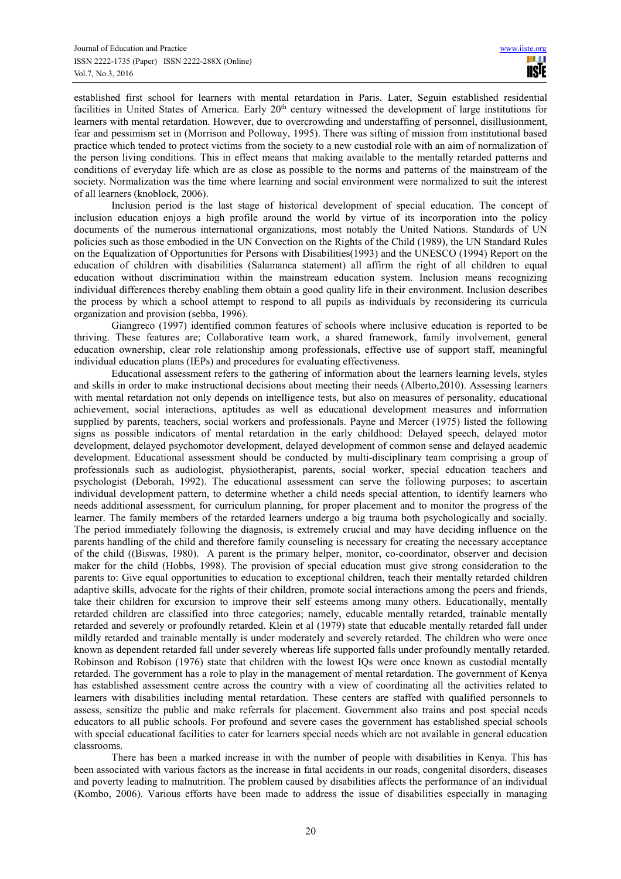established first school for learners with mental retardation in Paris. Later, Seguin established residential facilities in United States of America. Early 20th century witnessed the development of large institutions for learners with mental retardation. However, due to overcrowding and understaffing of personnel, disillusionment, fear and pessimism set in (Morrison and Polloway, 1995). There was sifting of mission from institutional based practice which tended to protect victims from the society to a new custodial role with an aim of normalization of the person living conditions. This in effect means that making available to the mentally retarded patterns and conditions of everyday life which are as close as possible to the norms and patterns of the mainstream of the society. Normalization was the time where learning and social environment were normalized to suit the interest of all learners (knoblock, 2006).

Inclusion period is the last stage of historical development of special education. The concept of inclusion education enjoys a high profile around the world by virtue of its incorporation into the policy documents of the numerous international organizations, most notably the United Nations. Standards of UN policies such as those embodied in the UN Convection on the Rights of the Child (1989), the UN Standard Rules on the Equalization of Opportunities for Persons with Disabilities(1993) and the UNESCO (1994) Report on the education of children with disabilities (Salamanca statement) all affirm the right of all children to equal education without discrimination within the mainstream education system. Inclusion means recognizing individual differences thereby enabling them obtain a good quality life in their environment. Inclusion describes the process by which a school attempt to respond to all pupils as individuals by reconsidering its curricula organization and provision (sebba, 1996).

Giangreco (1997) identified common features of schools where inclusive education is reported to be thriving. These features are; Collaborative team work, a shared framework, family involvement, general education ownership, clear role relationship among professionals, effective use of support staff, meaningful individual education plans (IEPs) and procedures for evaluating effectiveness.

Educational assessment refers to the gathering of information about the learners learning levels, styles and skills in order to make instructional decisions about meeting their needs (Alberto,2010). Assessing learners with mental retardation not only depends on intelligence tests, but also on measures of personality, educational achievement, social interactions, aptitudes as well as educational development measures and information supplied by parents, teachers, social workers and professionals. Payne and Mercer (1975) listed the following signs as possible indicators of mental retardation in the early childhood: Delayed speech, delayed motor development, delayed psychomotor development, delayed development of common sense and delayed academic development. Educational assessment should be conducted by multi-disciplinary team comprising a group of professionals such as audiologist, physiotherapist, parents, social worker, special education teachers and psychologist (Deborah, 1992). The educational assessment can serve the following purposes; to ascertain individual development pattern, to determine whether a child needs special attention, to identify learners who needs additional assessment, for curriculum planning, for proper placement and to monitor the progress of the learner. The family members of the retarded learners undergo a big trauma both psychologically and socially. The period immediately following the diagnosis, is extremely crucial and may have deciding influence on the parents handling of the child and therefore family counseling is necessary for creating the necessary acceptance of the child ((Biswas, 1980). A parent is the primary helper, monitor, co-coordinator, observer and decision maker for the child (Hobbs, 1998). The provision of special education must give strong consideration to the parents to: Give equal opportunities to education to exceptional children, teach their mentally retarded children adaptive skills, advocate for the rights of their children, promote social interactions among the peers and friends, take their children for excursion to improve their self esteems among many others. Educationally, mentally retarded children are classified into three categories; namely, educable mentally retarded, trainable mentally retarded and severely or profoundly retarded. Klein et al (1979) state that educable mentally retarded fall under mildly retarded and trainable mentally is under moderately and severely retarded. The children who were once known as dependent retarded fall under severely whereas life supported falls under profoundly mentally retarded. Robinson and Robison (1976) state that children with the lowest IQs were once known as custodial mentally retarded. The government has a role to play in the management of mental retardation. The government of Kenya has established assessment centre across the country with a view of coordinating all the activities related to learners with disabilities including mental retardation. These centers are staffed with qualified personnels to assess, sensitize the public and make referrals for placement. Government also trains and post special needs educators to all public schools. For profound and severe cases the government has established special schools with special educational facilities to cater for learners special needs which are not available in general education classrooms.

There has been a marked increase in with the number of people with disabilities in Kenya. This has been associated with various factors as the increase in fatal accidents in our roads, congenital disorders, diseases and poverty leading to malnutrition. The problem caused by disabilities affects the performance of an individual (Kombo, 2006). Various efforts have been made to address the issue of disabilities especially in managing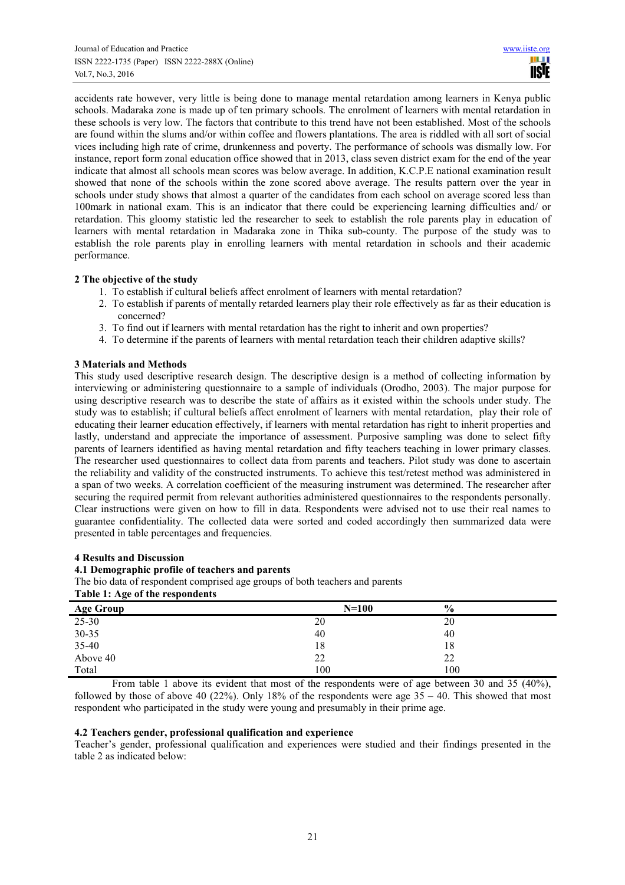accidents rate however, very little is being done to manage mental retardation among learners in Kenya public schools. Madaraka zone is made up of ten primary schools. The enrolment of learners with mental retardation in these schools is very low. The factors that contribute to this trend have not been established. Most of the schools are found within the slums and/or within coffee and flowers plantations. The area is riddled with all sort of social vices including high rate of crime, drunkenness and poverty. The performance of schools was dismally low. For instance, report form zonal education office showed that in 2013, class seven district exam for the end of the year indicate that almost all schools mean scores was below average. In addition, K.C.P.E national examination result showed that none of the schools within the zone scored above average. The results pattern over the year in schools under study shows that almost a quarter of the candidates from each school on average scored less than 100mark in national exam. This is an indicator that there could be experiencing learning difficulties and/ or retardation. This gloomy statistic led the researcher to seek to establish the role parents play in education of learners with mental retardation in Madaraka zone in Thika sub-county. The purpose of the study was to establish the role parents play in enrolling learners with mental retardation in schools and their academic performance.

## 2 The objective of the study

1. To establish if cultural beliefs affect enrolment of learners with mental retardation?
2. To establish if parents of mentally retarded learners play their role effectively as far as their education is concerned?
3. To find out if learners with mental retardation has the right to inherit and own properties?
4. To determine if the parents of learners with mental retardation teach their children adaptive skills?

## 3 Materials and Methods

This study used descriptive research design. The descriptive design is a method of collecting information by interviewing or administering questionnaire to a sample of individuals (Orodho, 2003). The major purpose for using descriptive research was to describe the state of affairs as it existed within the schools under study. The study was to establish; if cultural beliefs affect enrolment of learners with mental retardation, play their role of educating their learner education effectively, if learners with mental retardation has right to inherit properties and lastly, understand and appreciate the importance of assessment. Purposive sampling was done to select fifty parents of learners identified as having mental retardation and fifty teachers teaching in lower primary classes. The researcher used questionnaires to collect data from parents and teachers. Pilot study was done to ascertain the reliability and validity of the constructed instruments. To achieve this test/retest method was administered in a span of two weeks. A correlation coefficient of the measuring instrument was determined. The researcher after securing the required permit from relevant authorities administered questionnaires to the respondents personally. Clear instructions were given on how to fill in data. Respondents were advised not to use their real names to guarantee confidentiality. The collected data were sorted and coded accordingly then summarized data were presented in table percentages and frequencies.

## 4 Results and Discussion

### 4.1 Demographic profile of teachers and parents

The bio data of respondent comprised age groups of both teachers and parents

**Table 1: Age of the respondents**

| Age Group | N=100 | % |
|---|---|---|
| 25-30 | 20 | 20 |
| 30-35 | 40 | 40 |
| 35-40 | 18 | 18 |
| Above 40 | 22 | 22 |
| Total | 100 | 100 |

From table 1 above its evident that most of the respondents were of age between 30 and 35 (40%), followed by those of above 40 (22%). Only 18% of the respondents were age 35 – 40. This showed that most respondent who participated in the study were young and presumably in their prime age.

### 4.2 Teachers gender, professional qualification and experience

Teacher's gender, professional qualification and experiences were studied and their findings presented in the table 2 as indicated below: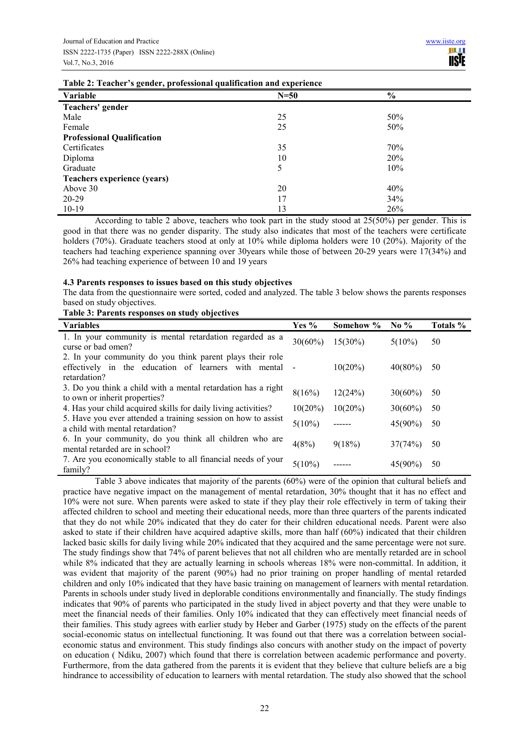**Table 2: Teacher's gender, professional qualification and experience**

| Variable | N=50 | % |
|---|---|---|
| **Teachers' gender** | | |
| Male | 25 | 50% |
| Female | 25 | 50% |
| **Professional Qualification** | | |
| Certificates | 35 | 70% |
| Diploma | 10 | 20% |
| Graduate | 5 | 10% |
| **Teachers experience (years)** | | |
| Above 30 | 20 | 40% |
| 20-29 | 17 | 34% |
| 10-19 | 13 | 26% |

According to table 2 above, teachers who took part in the study stood at 25(50%) per gender. This is good in that there was no gender disparity. The study also indicates that most of the teachers were certificate holders (70%). Graduate teachers stood at only at 10% while diploma holders were 10 (20%). Majority of the teachers had teaching experience spanning over 30years while those of between 20-29 years were 17(34%) and 26% had teaching experience of between 10 and 19 years

### 4.3 Parents responses to issues based on this study objectives

The data from the questionnaire were sorted, coded and analyzed. The table 3 below shows the parents responses based on study objectives.

**Table 3: Parents responses on study objectives**

| Variables | Yes % | Somehow % | No % | Totals % |
|---|---|---|---|---|
| 1. In your community is mental retardation regarded as a curse or bad omen? | 30(60%) | 15(30%) | 5(10%) | 50 |
| 2. In your community do you think parent plays their role effectively in the education of learners with mental retardation? | - | 10(20%) | 40(80%) | 50 |
| 3. Do you think a child with a mental retardation has a right to own or inherit properties? | 8(16%) | 12(24%) | 30(60%) | 50 |
| 4. Has your child acquired skills for daily living activities? | 10(20%) | 10(20%) | 30(60%) | 50 |
| 5. Have you ever attended a training session on how to assist a child with mental retardation? | 5(10%) | ------ | 45(90%) | 50 |
| 6. In your community, do you think all children who are mental retarded are in school? | 4(8%) | 9(18%) | 37(74%) | 50 |
| 7. Are you economically stable to all financial needs of your family? | 5(10%) | ------ | 45(90%) | 50 |

Table 3 above indicates that majority of the parents (60%) were of the opinion that cultural beliefs and practice have negative impact on the management of mental retardation, 30% thought that it has no effect and 10% were not sure. When parents were asked to state if they play their role effectively in term of taking their affected children to school and meeting their educational needs, more than three quarters of the parents indicated that they do not while 20% indicated that they do cater for their children educational needs. Parent were also asked to state if their children have acquired adaptive skills, more than half (60%) indicated that their children lacked basic skills for daily living while 20% indicated that they acquired and the same percentage were not sure. The study findings show that 74% of parent believes that not all children who are mentally retarded are in school while 8% indicated that they are actually learning in schools whereas 18% were non-committal. In addition, it was evident that majority of the parent (90%) had no prior training on proper handling of mental retarded children and only 10% indicated that they have basic training on management of learners with mental retardation. Parents in schools under study lived in deplorable conditions environmentally and financially. The study findings indicates that 90% of parents who participated in the study lived in abject poverty and that they were unable to meet the financial needs of their families. Only 10% indicated that they can effectively meet financial needs of their families. This study agrees with earlier study by Heber and Garber (1975) study on the effects of the parent social-economic status on intellectual functioning. It was found out that there was a correlation between social-economic status and environment. This study findings also concurs with another study on the impact of poverty on education ( Ndiku, 2007) which found that there is correlation between academic performance and poverty. Furthermore, from the data gathered from the parents it is evident that they believe that culture beliefs are a big hindrance to accessibility of education to learners with mental retardation. The study also showed that the school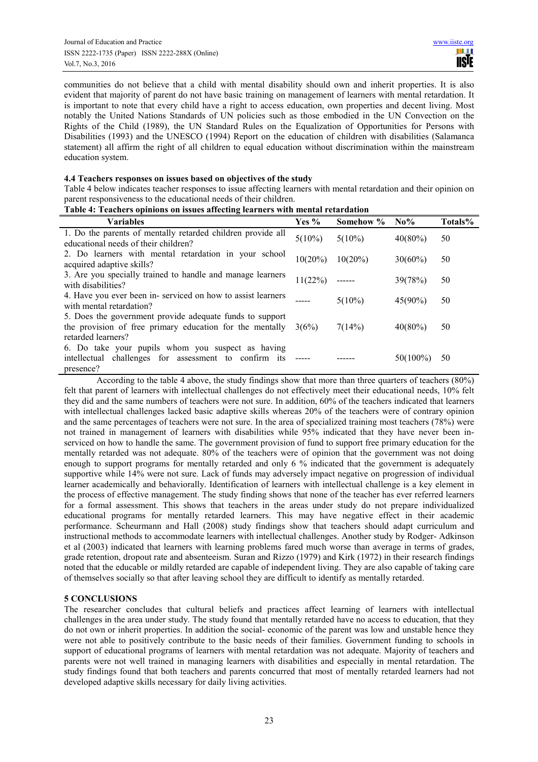communities do not believe that a child with mental disability should own and inherit properties. It is also evident that majority of parent do not have basic training on management of learners with mental retardation. It is important to note that every child have a right to access education, own properties and decent living. Most notably the United Nations Standards of UN policies such as those embodied in the UN Convection on the Rights of the Child (1989), the UN Standard Rules on the Equalization of Opportunities for Persons with Disabilities (1993) and the UNESCO (1994) Report on the education of children with disabilities (Salamanca statement) all affirm the right of all children to equal education without discrimination within the mainstream education system.

### 4.4 Teachers responses on issues based on objectives of the study

Table 4 below indicates teacher responses to issue affecting learners with mental retardation and their opinion on parent responsiveness to the educational needs of their children.

**Table 4: Teachers opinions on issues affecting learners with mental retardation**

| Variables | Yes % | Somehow % | No% | Totals% |
|---|---|---|---|---|
| 1. Do the parents of mentally retarded children provide all educational needs of their children? | 5(10%) | 5(10%) | 40(80%) | 50 |
| 2. Do learners with mental retardation in your school acquired adaptive skills? | 10(20%) | 10(20%) | 30(60%) | 50 |
| 3. Are you specially trained to handle and manage learners with disabilities? | 11(22%) | ------ | 39(78%) | 50 |
| 4. Have you ever been in- serviced on how to assist learners with mental retardation? | ----- | 5(10%) | 45(90%) | 50 |
| 5. Does the government provide adequate funds to support the provision of free primary education for the mentally retarded learners? | 3(6%) | 7(14%) | 40(80%) | 50 |
| 6. Do take your pupils whom you suspect as having intellectual challenges for assessment to confirm its presence? | ----- | ------ | 50(100%) | 50 |

According to the table 4 above, the study findings show that more than three quarters of teachers (80%) felt that parent of learners with intellectual challenges do not effectively meet their educational needs, 10% felt they did and the same numbers of teachers were not sure. In addition, 60% of the teachers indicated that learners with intellectual challenges lacked basic adaptive skills whereas 20% of the teachers were of contrary opinion and the same percentages of teachers were not sure. In the area of specialized training most teachers (78%) were not trained in management of learners with disabilities while 95% indicated that they have never been in-serviced on how to handle the same. The government provision of fund to support free primary education for the mentally retarded was not adequate. 80% of the teachers were of opinion that the government was not doing enough to support programs for mentally retarded and only 6 % indicated that the government is adequately supportive while 14% were not sure. Lack of funds may adversely impact negative on progression of individual learner academically and behaviorally. Identification of learners with intellectual challenge is a key element in the process of effective management. The study finding shows that none of the teacher has ever referred learners for a formal assessment. This shows that teachers in the areas under study do not prepare individualized educational programs for mentally retarded learners. This may have negative effect in their academic performance. Scheurmann and Hall (2008) study findings show that teachers should adapt curriculum and instructional methods to accommodate learners with intellectual challenges. Another study by Rodger- Adkinson et al (2003) indicated that learners with learning problems fared much worse than average in terms of grades, grade retention, dropout rate and absenteeism. Suran and Rizzo (1979) and Kirk (1972) in their research findings noted that the educable or mildly retarded are capable of independent living. They are also capable of taking care of themselves socially so that after leaving school they are difficult to identify as mentally retarded.

## 5 CONCLUSIONS

The researcher concludes that cultural beliefs and practices affect learning of learners with intellectual challenges in the area under study. The study found that mentally retarded have no access to education, that they do not own or inherit properties. In addition the social- economic of the parent was low and unstable hence they were not able to positively contribute to the basic needs of their families. Government funding to schools in support of educational programs of learners with mental retardation was not adequate. Majority of teachers and parents were not well trained in managing learners with disabilities and especially in mental retardation. The study findings found that both teachers and parents concurred that most of mentally retarded learners had not developed adaptive skills necessary for daily living activities.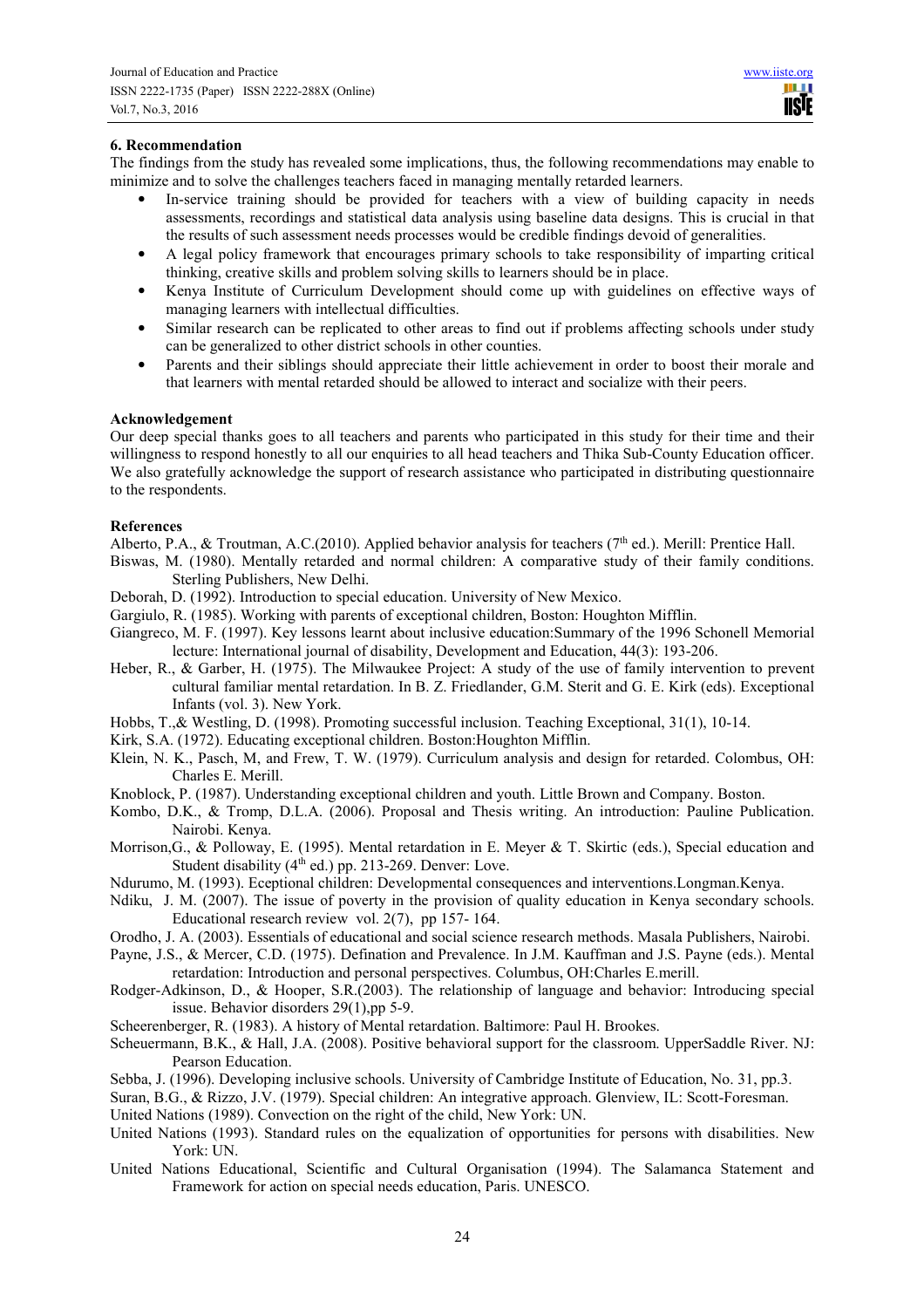## 6. Recommendation

The findings from the study has revealed some implications, thus, the following recommendations may enable to minimize and to solve the challenges teachers faced in managing mentally retarded learners.

- In-service training should be provided for teachers with a view of building capacity in needs assessments, recordings and statistical data analysis using baseline data designs. This is crucial in that the results of such assessment needs processes would be credible findings devoid of generalities.
- A legal policy framework that encourages primary schools to take responsibility of imparting critical thinking, creative skills and problem solving skills to learners should be in place.
- Kenya Institute of Curriculum Development should come up with guidelines on effective ways of managing learners with intellectual difficulties.
- Similar research can be replicated to other areas to find out if problems affecting schools under study can be generalized to other district schools in other counties.
- Parents and their siblings should appreciate their little achievement in order to boost their morale and that learners with mental retarded should be allowed to interact and socialize with their peers.

## Acknowledgement

Our deep special thanks goes to all teachers and parents who participated in this study for their time and their willingness to respond honestly to all our enquiries to all head teachers and Thika Sub-County Education officer. We also gratefully acknowledge the support of research assistance who participated in distributing questionnaire to the respondents.

## References

Alberto, P.A., & Troutman, A.C.(2010). Applied behavior analysis for teachers (7th ed.). Merill: Prentice Hall.

Biswas, M. (1980). Mentally retarded and normal children: A comparative study of their family conditions. Sterling Publishers, New Delhi.

Deborah, D. (1992). Introduction to special education. University of New Mexico.

Gargiulo, R. (1985). Working with parents of exceptional children, Boston: Houghton Mifflin.

Giangreco, M. F. (1997). Key lessons learnt about inclusive education:Summary of the 1996 Schonell Memorial lecture: International journal of disability, Development and Education, 44(3): 193-206.

Heber, R., & Garber, H. (1975). The Milwaukee Project: A study of the use of family intervention to prevent cultural familiar mental retardation. In B. Z. Friedlander, G.M. Sterit and G. E. Kirk (eds). Exceptional Infants (vol. 3). New York.

Hobbs, T.,& Westling, D. (1998). Promoting successful inclusion. Teaching Exceptional, 31(1), 10-14.

Kirk, S.A. (1972). Educating exceptional children. Boston:Houghton Mifflin.

Klein, N. K., Pasch, M, and Frew, T. W. (1979). Curriculum analysis and design for retarded. Colombus, OH: Charles E. Merill.

Knoblock, P. (1987). Understanding exceptional children and youth. Little Brown and Company. Boston.

Kombo, D.K., & Tromp, D.L.A. (2006). Proposal and Thesis writing. An introduction: Pauline Publication. Nairobi. Kenya.

Morrison,G., & Polloway, E. (1995). Mental retardation in E. Meyer & T. Skirtic (eds.), Special education and Student disability (4th ed.) pp. 213-269. Denver: Love.

Ndurumo, M. (1993). Eceptional children: Developmental consequences and interventions.Longman.Kenya.

Ndiku, J. M. (2007). The issue of poverty in the provision of quality education in Kenya secondary schools. Educational research review vol. 2(7), pp 157- 164.

Orodho, J. A. (2003). Essentials of educational and social science research methods. Masala Publishers, Nairobi.

Payne, J.S., & Mercer, C.D. (1975). Defination and Prevalence. In J.M. Kauffman and J.S. Payne (eds.). Mental retardation: Introduction and personal perspectives. Columbus, OH:Charles E.merill.

Rodger-Adkinson, D., & Hooper, S.R.(2003). The relationship of language and behavior: Introducing special issue. Behavior disorders 29(1),pp 5-9.

Scheerenberger, R. (1983). A history of Mental retardation. Baltimore: Paul H. Brookes.

Scheuermann, B.K., & Hall, J.A. (2008). Positive behavioral support for the classroom. UpperSaddle River. NJ: Pearson Education.

Sebba, J. (1996). Developing inclusive schools. University of Cambridge Institute of Education, No. 31, pp.3.

Suran, B.G., & Rizzo, J.V. (1979). Special children: An integrative approach. Glenview, IL: Scott-Foresman.

United Nations (1989). Convection on the right of the child, New York: UN.

United Nations (1993). Standard rules on the equalization of opportunities for persons with disabilities. New York: UN.

United Nations Educational, Scientific and Cultural Organisation (1994). The Salamanca Statement and Framework for action on special needs education, Paris. UNESCO.